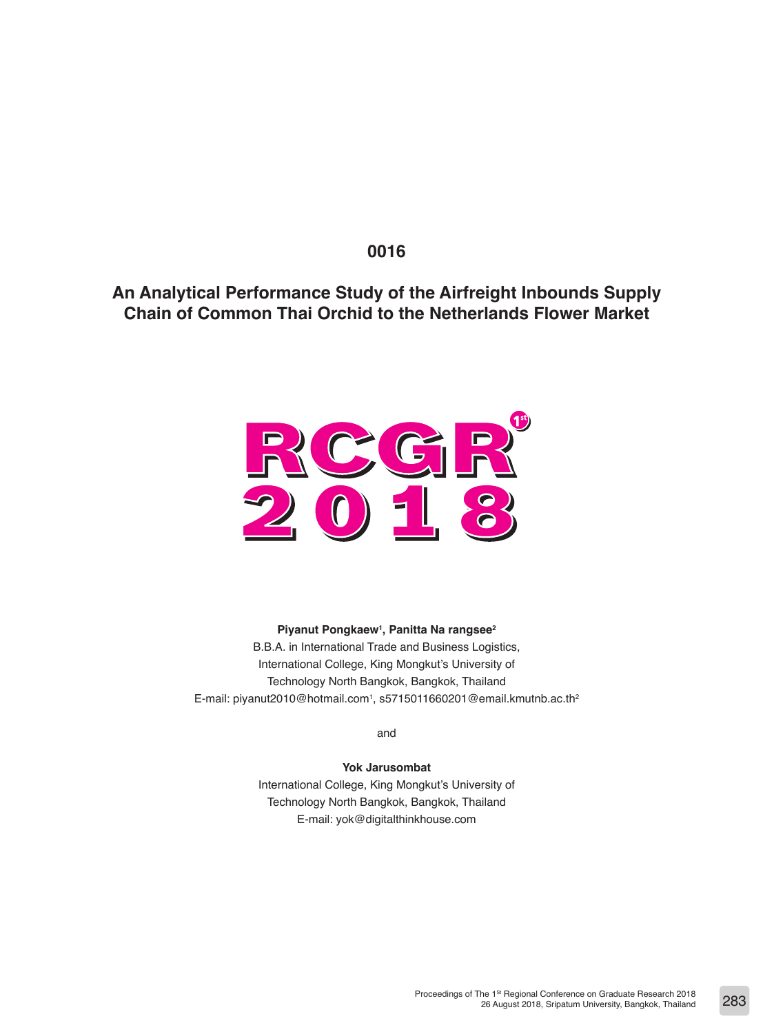0016

# An Analytical Performance Study of the Airfreight Inbounds Supply Chain of Common Thai Orchid to the Netherlands Flower Market

RCGR 1st 2018

**Piyanut Pongkaew[1], Panitta Na rangsee[2]**

B.B.A. in International Trade and Business Logistics,
International College, King Mongkut's University of
Technology North Bangkok, Bangkok, Thailand
E-mail: piyanut2010@hotmail.com[1], s5715011660201@email.kmutnb.ac.th[2]

and

**Yok Jarusombat**

International College, King Mongkut's University of
Technology North Bangkok, Bangkok, Thailand
E-mail: yok@digitalthinkhouse.com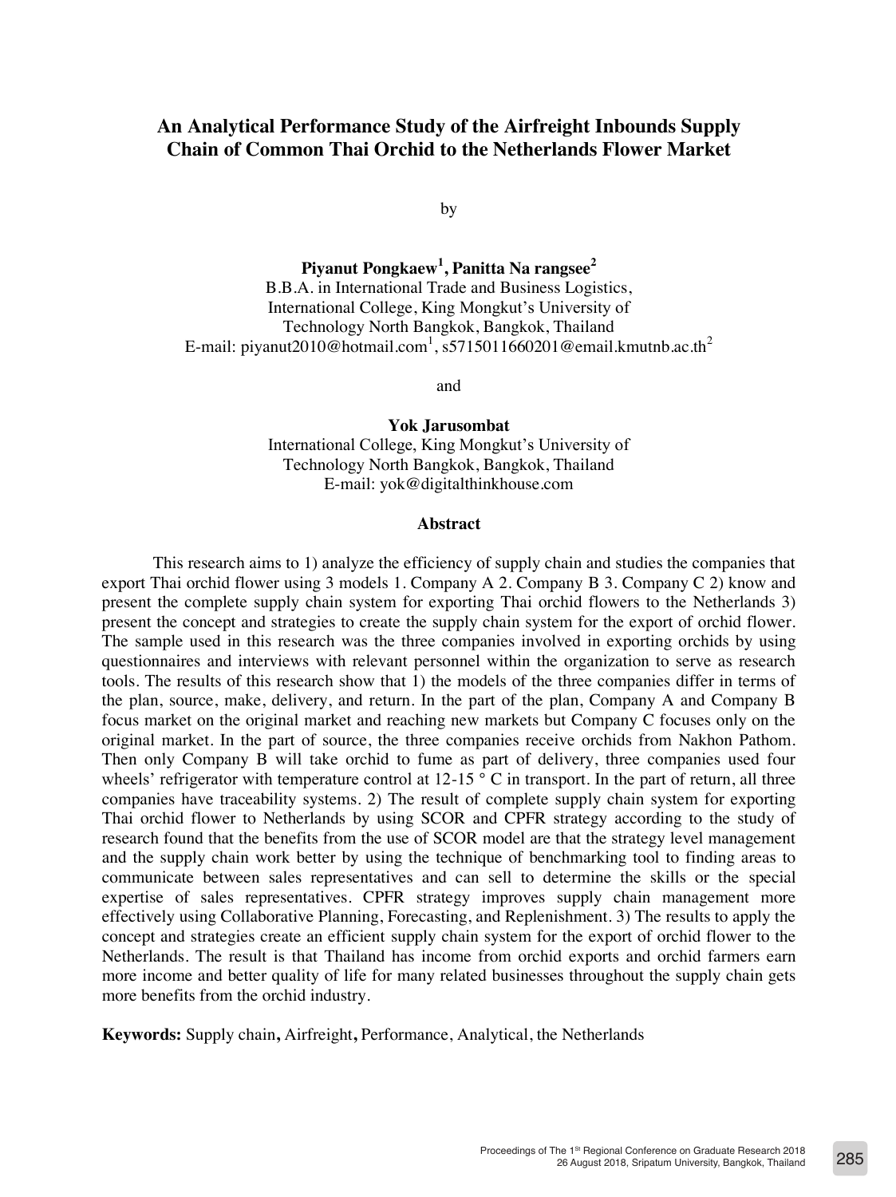# An Analytical Performance Study of the Airfreight Inbounds Supply Chain of Common Thai Orchid to the Netherlands Flower Market

by

**Piyanut Pongkaew[1], Panitta Na rangsee[2]**
B.B.A. in International Trade and Business Logistics,
International College, King Mongkut's University of
Technology North Bangkok, Bangkok, Thailand
E-mail: piyanut2010@hotmail.com[1], s5715011660201@email.kmutnb.ac.th[2]

and

**Yok Jarusombat**
International College, King Mongkut's University of
Technology North Bangkok, Bangkok, Thailand
E-mail: yok@digitalthinkhouse.com

## Abstract

This research aims to 1) analyze the efficiency of supply chain and studies the companies that export Thai orchid flower using 3 models 1. Company A 2. Company B 3. Company C 2) know and present the complete supply chain system for exporting Thai orchid flowers to the Netherlands 3) present the concept and strategies to create the supply chain system for the export of orchid flower. The sample used in this research was the three companies involved in exporting orchids by using questionnaires and interviews with relevant personnel within the organization to serve as research tools. The results of this research show that 1) the models of the three companies differ in terms of the plan, source, make, delivery, and return. In the part of the plan, Company A and Company B focus market on the original market and reaching new markets but Company C focuses only on the original market. In the part of source, the three companies receive orchids from Nakhon Pathom. Then only Company B will take orchid to fume as part of delivery, three companies used four wheels' refrigerator with temperature control at 12-15 ° C in transport. In the part of return, all three companies have traceability systems. 2) The result of complete supply chain system for exporting Thai orchid flower to Netherlands by using SCOR and CPFR strategy according to the study of research found that the benefits from the use of SCOR model are that the strategy level management and the supply chain work better by using the technique of benchmarking tool to finding areas to communicate between sales representatives and can sell to determine the skills or the special expertise of sales representatives. CPFR strategy improves supply chain management more effectively using Collaborative Planning, Forecasting, and Replenishment. 3) The results to apply the concept and strategies create an efficient supply chain system for the export of orchid flower to the Netherlands. The result is that Thailand has income from orchid exports and orchid farmers earn more income and better quality of life for many related businesses throughout the supply chain gets more benefits from the orchid industry.

**Keywords:** Supply chain**,** Airfreight**,** Performance, Analytical, the Netherlands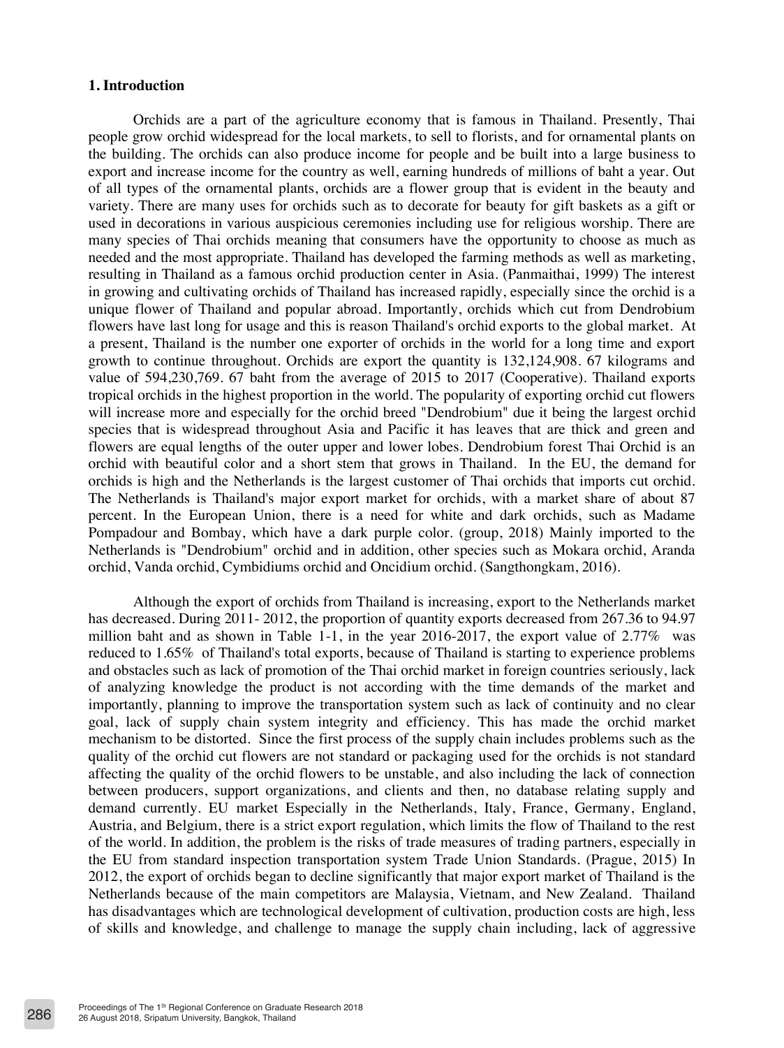### 1. Introduction

Orchids are a part of the agriculture economy that is famous in Thailand. Presently, Thai people grow orchid widespread for the local markets, to sell to florists, and for ornamental plants on the building. The orchids can also produce income for people and be built into a large business to export and increase income for the country as well, earning hundreds of millions of baht a year. Out of all types of the ornamental plants, orchids are a flower group that is evident in the beauty and variety. There are many uses for orchids such as to decorate for beauty for gift baskets as a gift or used in decorations in various auspicious ceremonies including use for religious worship. There are many species of Thai orchids meaning that consumers have the opportunity to choose as much as needed and the most appropriate. Thailand has developed the farming methods as well as marketing, resulting in Thailand as a famous orchid production center in Asia. (Panmaithai, 1999) The interest in growing and cultivating orchids of Thailand has increased rapidly, especially since the orchid is a unique flower of Thailand and popular abroad. Importantly, orchids which cut from Dendrobium flowers have last long for usage and this is reason Thailand's orchid exports to the global market. At a present, Thailand is the number one exporter of orchids in the world for a long time and export growth to continue throughout. Orchids are export the quantity is 132,124,908. 67 kilograms and value of 594,230,769. 67 baht from the average of 2015 to 2017 (Cooperative). Thailand exports tropical orchids in the highest proportion in the world. The popularity of exporting orchid cut flowers will increase more and especially for the orchid breed "Dendrobium" due it being the largest orchid species that is widespread throughout Asia and Pacific it has leaves that are thick and green and flowers are equal lengths of the outer upper and lower lobes. Dendrobium forest Thai Orchid is an orchid with beautiful color and a short stem that grows in Thailand. In the EU, the demand for orchids is high and the Netherlands is the largest customer of Thai orchids that imports cut orchid. The Netherlands is Thailand's major export market for orchids, with a market share of about 87 percent. In the European Union, there is a need for white and dark orchids, such as Madame Pompadour and Bombay, which have a dark purple color. (group, 2018) Mainly imported to the Netherlands is "Dendrobium" orchid and in addition, other species such as Mokara orchid, Aranda orchid, Vanda orchid, Cymbidiums orchid and Oncidium orchid. (Sangthongkam, 2016).

Although the export of orchids from Thailand is increasing, export to the Netherlands market has decreased. During 2011- 2012, the proportion of quantity exports decreased from 267.36 to 94.97 million baht and as shown in Table 1-1, in the year 2016-2017, the export value of 2.77% was reduced to 1.65% of Thailand's total exports, because of Thailand is starting to experience problems and obstacles such as lack of promotion of the Thai orchid market in foreign countries seriously, lack of analyzing knowledge the product is not according with the time demands of the market and importantly, planning to improve the transportation system such as lack of continuity and no clear goal, lack of supply chain system integrity and efficiency. This has made the orchid market mechanism to be distorted. Since the first process of the supply chain includes problems such as the quality of the orchid cut flowers are not standard or packaging used for the orchids is not standard affecting the quality of the orchid flowers to be unstable, and also including the lack of connection between producers, support organizations, and clients and then, no database relating supply and demand currently. EU market Especially in the Netherlands, Italy, France, Germany, England, Austria, and Belgium, there is a strict export regulation, which limits the flow of Thailand to the rest of the world. In addition, the problem is the risks of trade measures of trading partners, especially in the EU from standard inspection transportation system Trade Union Standards. (Prague, 2015) In 2012, the export of orchids began to decline significantly that major export market of Thailand is the Netherlands because of the main competitors are Malaysia, Vietnam, and New Zealand. Thailand has disadvantages which are technological development of cultivation, production costs are high, less of skills and knowledge, and challenge to manage the supply chain including, lack of aggressive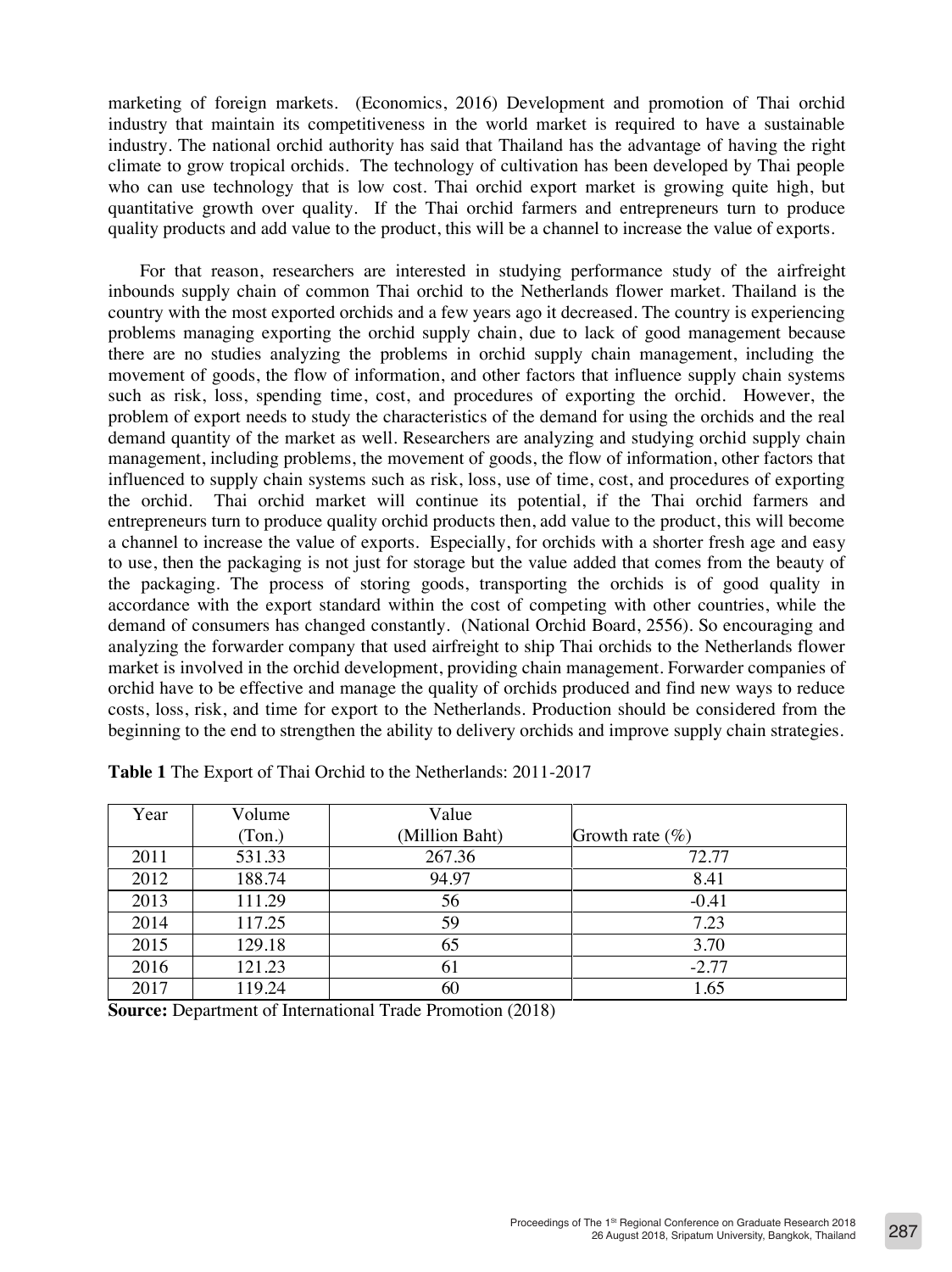marketing of foreign markets. (Economics, 2016) Development and promotion of Thai orchid industry that maintain its competitiveness in the world market is required to have a sustainable industry. The national orchid authority has said that Thailand has the advantage of having the right climate to grow tropical orchids. The technology of cultivation has been developed by Thai people who can use technology that is low cost. Thai orchid export market is growing quite high, but quantitative growth over quality. If the Thai orchid farmers and entrepreneurs turn to produce quality products and add value to the product, this will be a channel to increase the value of exports.

For that reason, researchers are interested in studying performance study of the airfreight inbounds supply chain of common Thai orchid to the Netherlands flower market. Thailand is the country with the most exported orchids and a few years ago it decreased. The country is experiencing problems managing exporting the orchid supply chain, due to lack of good management because there are no studies analyzing the problems in orchid supply chain management, including the movement of goods, the flow of information, and other factors that influence supply chain systems such as risk, loss, spending time, cost, and procedures of exporting the orchid. However, the problem of export needs to study the characteristics of the demand for using the orchids and the real demand quantity of the market as well. Researchers are analyzing and studying orchid supply chain management, including problems, the movement of goods, the flow of information, other factors that influenced to supply chain systems such as risk, loss, use of time, cost, and procedures of exporting the orchid. Thai orchid market will continue its potential, if the Thai orchid farmers and entrepreneurs turn to produce quality orchid products then, add value to the product, this will become a channel to increase the value of exports. Especially, for orchids with a shorter fresh age and easy to use, then the packaging is not just for storage but the value added that comes from the beauty of the packaging. The process of storing goods, transporting the orchids is of good quality in accordance with the export standard within the cost of competing with other countries, while the demand of consumers has changed constantly. (National Orchid Board, 2556). So encouraging and analyzing the forwarder company that used airfreight to ship Thai orchids to the Netherlands flower market is involved in the orchid development, providing chain management. Forwarder companies of orchid have to be effective and manage the quality of orchids produced and find new ways to reduce costs, loss, risk, and time for export to the Netherlands. Production should be considered from the beginning to the end to strengthen the ability to delivery orchids and improve supply chain strategies.

**Table 1** The Export of Thai Orchid to the Netherlands: 2011-2017

| Year | Volume (Ton.) | Value (Million Baht) | Growth rate (%) |
|---|---|---|---|
| 2011 | 531.33 | 267.36 | 72.77 |
| 2012 | 188.74 | 94.97 | 8.41 |
| 2013 | 111.29 | 56 | -0.41 |
| 2014 | 117.25 | 59 | 7.23 |
| 2015 | 129.18 | 65 | 3.70 |
| 2016 | 121.23 | 61 | -2.77 |
| 2017 | 119.24 | 60 | 1.65 |

**Source:** Department of International Trade Promotion (2018)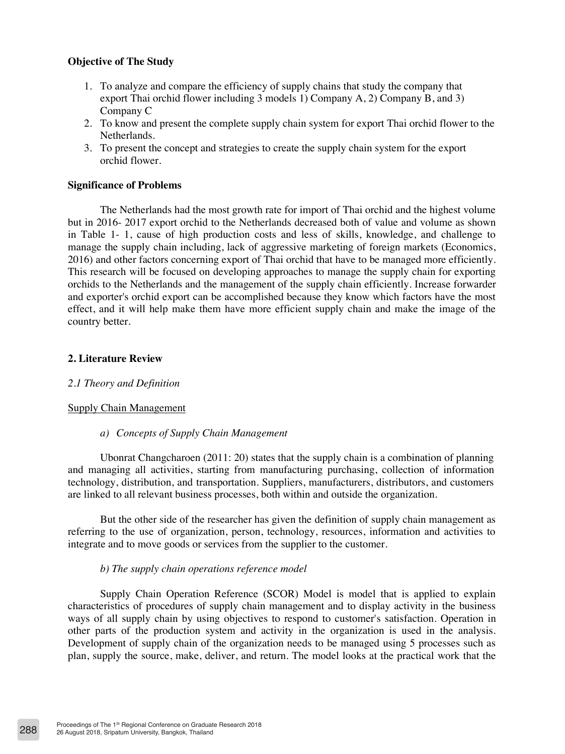**Objective of The Study**

1. To analyze and compare the efficiency of supply chains that study the company that export Thai orchid flower including 3 models 1) Company A, 2) Company B, and 3) Company C
2. To know and present the complete supply chain system for export Thai orchid flower to the Netherlands.
3. To present the concept and strategies to create the supply chain system for the export orchid flower.

**Significance of Problems**

The Netherlands had the most growth rate for import of Thai orchid and the highest volume but in 2016- 2017 export orchid to the Netherlands decreased both of value and volume as shown in Table 1- 1, cause of high production costs and less of skills, knowledge, and challenge to manage the supply chain including, lack of aggressive marketing of foreign markets (Economics, 2016) and other factors concerning export of Thai orchid that have to be managed more efficiently. This research will be focused on developing approaches to manage the supply chain for exporting orchids to the Netherlands and the management of the supply chain efficiently. Increase forwarder and exporter's orchid export can be accomplished because they know which factors have the most effect, and it will help make them have more efficient supply chain and make the image of the country better.

## 2. Literature Review

### *2.1 Theory and Definition*

Supply Chain Management

*a) Concepts of Supply Chain Management*

Ubonrat Changcharoen (2011: 20) states that the supply chain is a combination of planning and managing all activities, starting from manufacturing purchasing, collection of information technology, distribution, and transportation. Suppliers, manufacturers, distributors, and customers are linked to all relevant business processes, both within and outside the organization.

But the other side of the researcher has given the definition of supply chain management as referring to the use of organization, person, technology, resources, information and activities to integrate and to move goods or services from the supplier to the customer.

*b) The supply chain operations reference model*

Supply Chain Operation Reference (SCOR) Model is model that is applied to explain characteristics of procedures of supply chain management and to display activity in the business ways of all supply chain by using objectives to respond to customer's satisfaction. Operation in other parts of the production system and activity in the organization is used in the analysis. Development of supply chain of the organization needs to be managed using 5 processes such as plan, supply the source, make, deliver, and return. The model looks at the practical work that the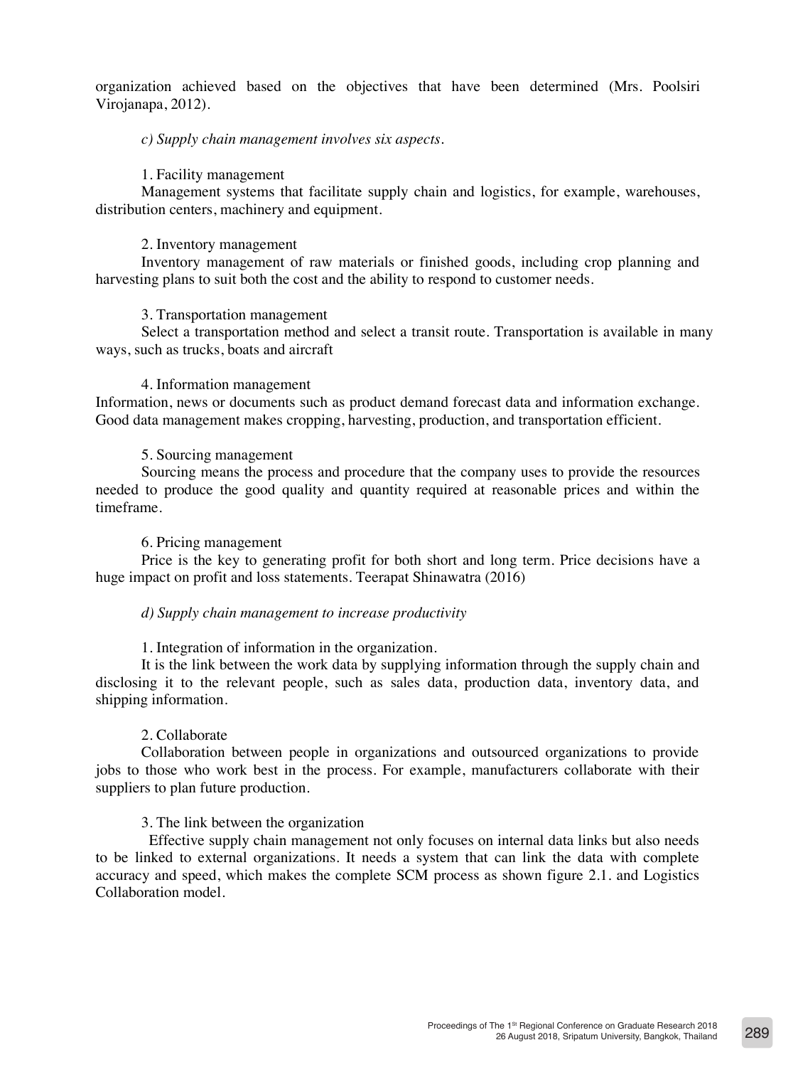organization achieved based on the objectives that have been determined (Mrs. Poolsiri Virojanapa, 2012).

*c) Supply chain management involves six aspects.*

1. Facility management

Management systems that facilitate supply chain and logistics, for example, warehouses, distribution centers, machinery and equipment.

2. Inventory management

Inventory management of raw materials or finished goods, including crop planning and harvesting plans to suit both the cost and the ability to respond to customer needs.

3. Transportation management

Select a transportation method and select a transit route. Transportation is available in many ways, such as trucks, boats and aircraft

4. Information management

Information, news or documents such as product demand forecast data and information exchange. Good data management makes cropping, harvesting, production, and transportation efficient.

5. Sourcing management

Sourcing means the process and procedure that the company uses to provide the resources needed to produce the good quality and quantity required at reasonable prices and within the timeframe.

6. Pricing management

Price is the key to generating profit for both short and long term. Price decisions have a huge impact on profit and loss statements. Teerapat Shinawatra (2016)

*d) Supply chain management to increase productivity*

1. Integration of information in the organization.

It is the link between the work data by supplying information through the supply chain and disclosing it to the relevant people, such as sales data, production data, inventory data, and shipping information.

2. Collaborate

Collaboration between people in organizations and outsourced organizations to provide jobs to those who work best in the process. For example, manufacturers collaborate with their suppliers to plan future production.

3. The link between the organization

Effective supply chain management not only focuses on internal data links but also needs to be linked to external organizations. It needs a system that can link the data with complete accuracy and speed, which makes the complete SCM process as shown figure 2.1. and Logistics Collaboration model.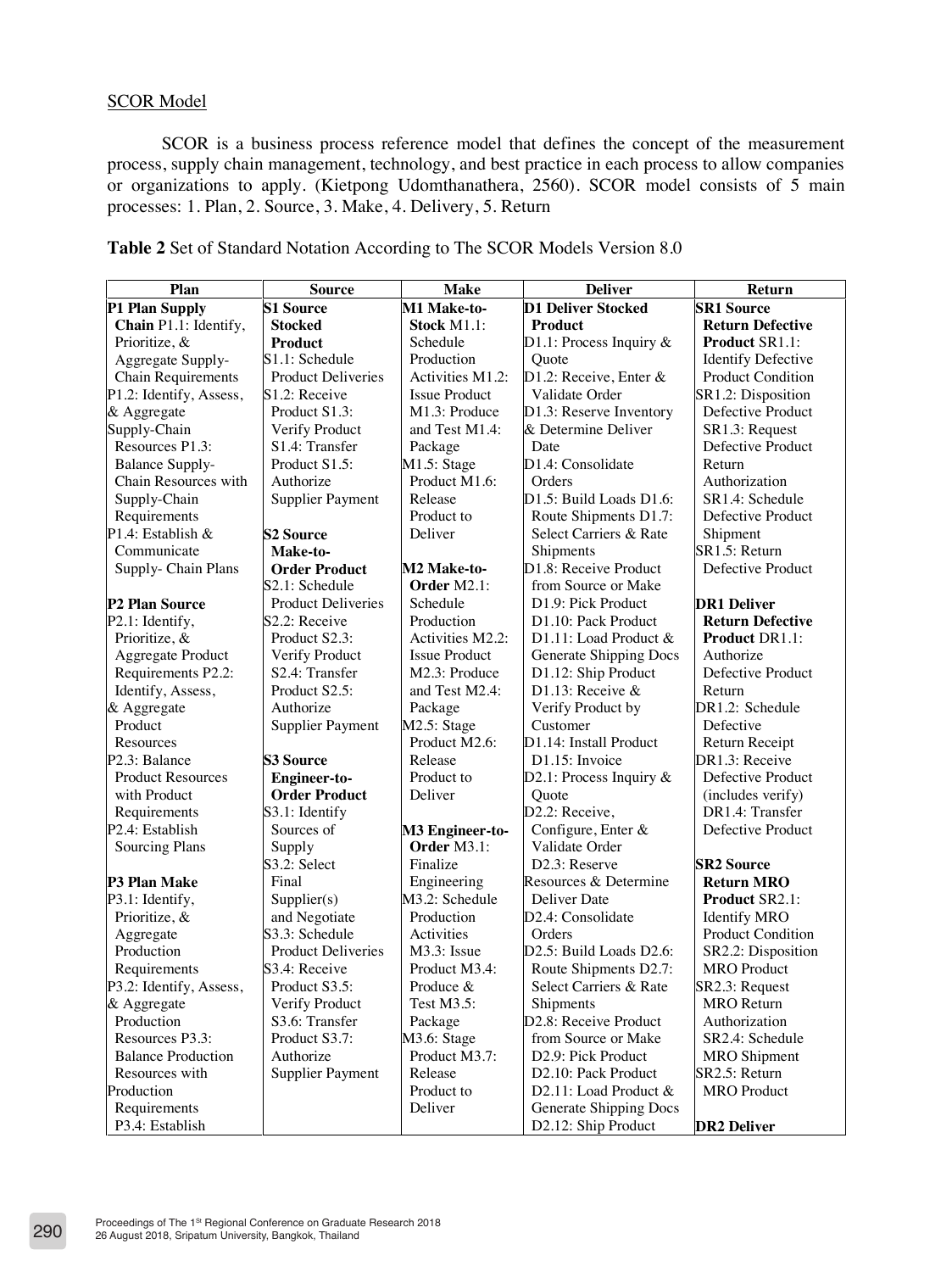SCOR Model

SCOR is a business process reference model that defines the concept of the measurement process, supply chain management, technology, and best practice in each process to allow companies or organizations to apply. (Kietpong Udomthanathera, 2560). SCOR model consists of 5 main processes: 1. Plan, 2. Source, 3. Make, 4. Delivery, 5. Return

**Table 2** Set of Standard Notation According to The SCOR Models Version 8.0

| Plan | Source | Make | Deliver | Return |
|---|---|---|---|---|
| **P1 Plan Supply Chain** P1.1: Identify, Prioritize, & Aggregate Supply-Chain Requirements P1.2: Identify, Assess, & Aggregate Supply-Chain Resources P1.3: Balance Supply-Chain Resources with Supply-Chain Requirements P1.4: Establish & Communicate Supply- Chain Plans<br><br>**P2 Plan Source** P2.1: Identify, Prioritize, & Aggregate Product Requirements P2.2: Identify, Assess, & Aggregate Product Resources P2.3: Balance Product Resources with Product Requirements P2.4: Establish Sourcing Plans<br><br>**P3 Plan Make** P3.1: Identify, Prioritize, & Aggregate Production Requirements P3.2: Identify, Assess, & Aggregate Production Resources P3.3: Balance Production Resources with Production Requirements P3.4: Establish | **S1 Source Stocked Product** S1.1: Schedule Product Deliveries S1.2: Receive Product S1.3: Verify Product S1.4: Transfer Product S1.5: Authorize Supplier Payment<br><br>**S2 Source Make-to-Order Product** S2.1: Schedule Product Deliveries S2.2: Receive Product S2.3: Verify Product S2.4: Transfer Product S2.5: Authorize Supplier Payment<br><br>**S3 Source Engineer-to-Order Product** S3.1: Identify Sources of Supply S3.2: Select Final Supplier(s) and Negotiate S3.3: Schedule Product Deliveries S3.4: Receive Product S3.5: Verify Product S3.6: Transfer Product S3.7: Authorize Supplier Payment | **M1 Make-to-Stock** M1.1: Schedule Production Activities M1.2: Issue Product M1.3: Produce and Test M1.4: Package M1.5: Stage Product M1.6: Release Product to Deliver<br><br>**M2 Make-to-Order** M2.1: Schedule Production Activities M2.2: Issue Product M2.3: Produce and Test M2.4: Package M2.5: Stage Product M2.6: Release Product to Deliver<br><br>**M3 Engineer-to-Order** M3.1: Finalize Engineering M3.2: Schedule Production Activities M3.3: Issue Product M3.4: Produce & Test M3.5: Package M3.6: Stage Product M3.7: Release Product to Deliver | **D1 Deliver Stocked Product** D1.1: Process Inquiry & Quote D1.2: Receive, Enter & Validate Order D1.3: Reserve Inventory & Determine Deliver Date D1.4: Consolidate Orders D1.5: Build Loads D1.6: Route Shipments D1.7: Select Carriers & Rate Shipments D1.8: Receive Product from Source or Make D1.9: Pick Product D1.10: Pack Product D1.11: Load Product & Generate Shipping Docs D1.12: Ship Product D1.13: Receive & Verify Product by Customer D1.14: Install Product D1.15: Invoice D2.1: Process Inquiry & Quote D2.2: Receive, Configure, Enter & Validate Order D2.3: Reserve Resources & Determine Deliver Date D2.4: Consolidate Orders D2.5: Build Loads D2.6: Route Shipments D2.7: Select Carriers & Rate Shipments D2.8: Receive Product from Source or Make D2.9: Pick Product D2.10: Pack Product D2.11: Load Product & Generate Shipping Docs D2.12: Ship Product | **SR1 Source Return Defective Product** SR1.1: Identify Defective Product Condition SR1.2: Disposition Defective Product SR1.3: Request Defective Product Return Authorization SR1.4: Schedule Defective Product Shipment SR1.5: Return Defective Product<br><br>**DR1 Deliver Return Defective Product** DR1.1: Authorize Defective Product Return DR1.2: Schedule Defective Return Receipt DR1.3: Receive Defective Product (includes verify) DR1.4: Transfer Defective Product<br><br>**SR2 Source Return MRO Product** SR2.1: Identify MRO Product Condition SR2.2: Disposition MRO Product SR2.3: Request MRO Return Authorization SR2.4: Schedule MRO Shipment SR2.5: Return MRO Product<br><br>**DR2 Deliver** |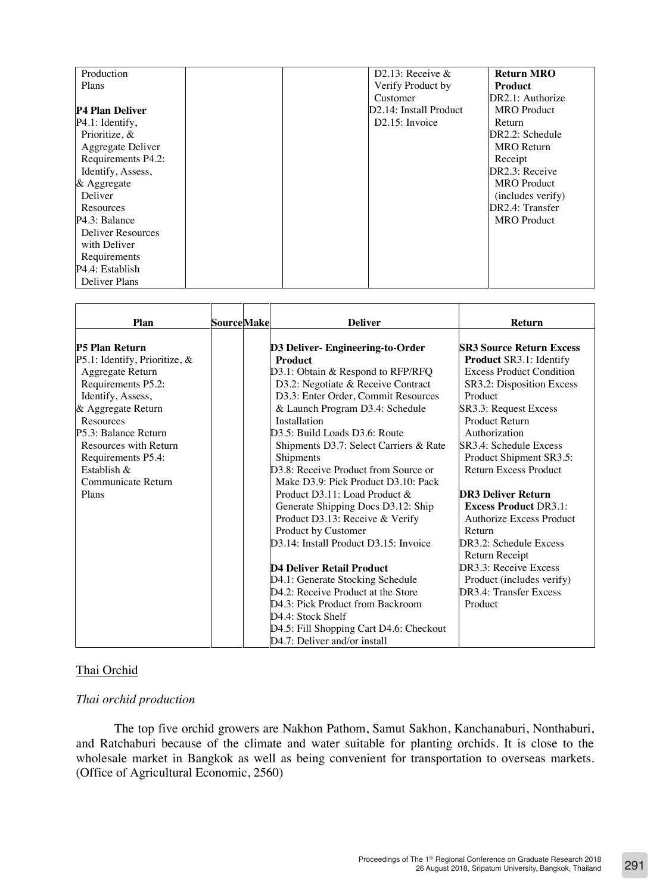| | | | | |
|---|---|---|---|---|
| Production Plans<br><br>**P4 Plan Deliver**<br>P4.1: Identify, Prioritize, & Aggregate Deliver Requirements P4.2: Identify, Assess, & Aggregate Deliver Resources<br>P4.3: Balance Deliver Resources with Deliver Requirements<br>P4.4: Establish Deliver Plans | | | D2.13: Receive & Verify Product by Customer<br>D2.14: Install Product<br>D2.15: Invoice | **Return MRO Product**<br>DR2.1: Authorize MRO Product Return<br>DR2.2: Schedule MRO Return Receipt<br>DR2.3: Receive MRO Product (includes verify)<br>DR2.4: Transfer MRO Product |

| Plan | Source | Make | Deliver | Return |
|---|---|---|---|---|
| **P5 Plan Return**<br>P5.1: Identify, Prioritize, & Aggregate Return Requirements P5.2: Identify, Assess, & Aggregate Return Resources<br>P5.3: Balance Return Resources with Return Requirements P5.4: Establish & Communicate Return Plans | | | **D3 Deliver- Engineering-to-Order Product**<br>D3.1: Obtain & Respond to RFP/RFQ D3.2: Negotiate & Receive Contract D3.3: Enter Order, Commit Resources & Launch Program D3.4: Schedule Installation<br>D3.5: Build Loads D3.6: Route Shipments D3.7: Select Carriers & Rate Shipments<br>D3.8: Receive Product from Source or Make D3.9: Pick Product D3.10: Pack Product D3.11: Load Product & Generate Shipping Docs D3.12: Ship Product D3.13: Receive & Verify Product by Customer<br>D3.14: Install Product D3.15: Invoice<br><br>**D4 Deliver Retail Product**<br>D4.1: Generate Stocking Schedule<br>D4.2: Receive Product at the Store<br>D4.3: Pick Product from Backroom<br>D4.4: Stock Shelf<br>D4.5: Fill Shopping Cart D4.6: Checkout<br>D4.7: Deliver and/or install | **SR3 Source Return Excess Product** SR3.1: Identify Excess Product Condition SR3.2: Disposition Excess Product<br>SR3.3: Request Excess Product Return Authorization<br>SR3.4: Schedule Excess Product Shipment SR3.5: Return Excess Product<br><br>**DR3 Deliver Return Excess Product** DR3.1: Authorize Excess Product Return<br>DR3.2: Schedule Excess Return Receipt<br>DR3.3: Receive Excess Product (includes verify)<br>DR3.4: Transfer Excess Product |

<u>Thai Orchid</u>

*Thai orchid production*

The top five orchid growers are Nakhon Pathom, Samut Sakhon, Kanchanaburi, Nonthaburi, and Ratchaburi because of the climate and water suitable for planting orchids. It is close to the wholesale market in Bangkok as well as being convenient for transportation to overseas markets. (Office of Agricultural Economic, 2560)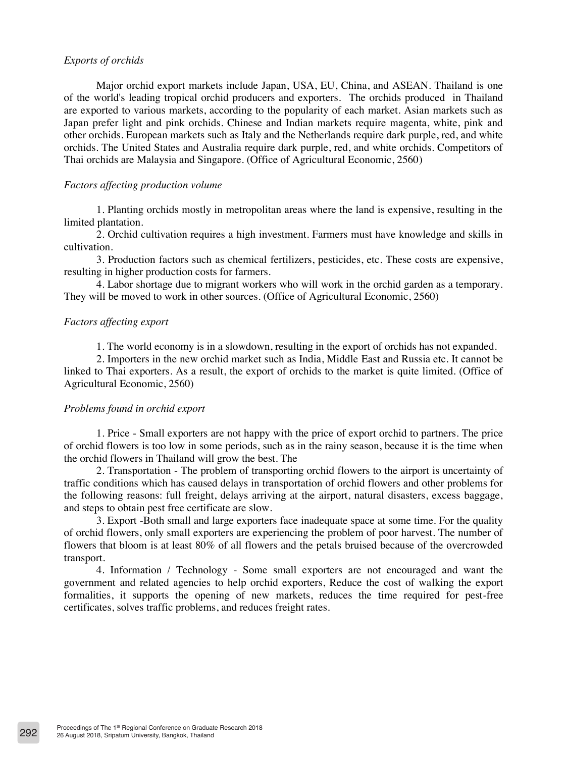*Exports of orchids*

Major orchid export markets include Japan, USA, EU, China, and ASEAN. Thailand is one of the world's leading tropical orchid producers and exporters. The orchids produced in Thailand are exported to various markets, according to the popularity of each market. Asian markets such as Japan prefer light and pink orchids. Chinese and Indian markets require magenta, white, pink and other orchids. European markets such as Italy and the Netherlands require dark purple, red, and white orchids. The United States and Australia require dark purple, red, and white orchids. Competitors of Thai orchids are Malaysia and Singapore. (Office of Agricultural Economic, 2560)

*Factors affecting production volume*

1. Planting orchids mostly in metropolitan areas where the land is expensive, resulting in the limited plantation.
2. Orchid cultivation requires a high investment. Farmers must have knowledge and skills in cultivation.
3. Production factors such as chemical fertilizers, pesticides, etc. These costs are expensive, resulting in higher production costs for farmers.
4. Labor shortage due to migrant workers who will work in the orchid garden as a temporary. They will be moved to work in other sources. (Office of Agricultural Economic, 2560)

*Factors affecting export*

1. The world economy is in a slowdown, resulting in the export of orchids has not expanded.
2. Importers in the new orchid market such as India, Middle East and Russia etc. It cannot be linked to Thai exporters. As a result, the export of orchids to the market is quite limited. (Office of Agricultural Economic, 2560)

*Problems found in orchid export*

1. Price - Small exporters are not happy with the price of export orchid to partners. The price of orchid flowers is too low in some periods, such as in the rainy season, because it is the time when the orchid flowers in Thailand will grow the best. The
2. Transportation - The problem of transporting orchid flowers to the airport is uncertainty of traffic conditions which has caused delays in transportation of orchid flowers and other problems for the following reasons: full freight, delays arriving at the airport, natural disasters, excess baggage, and steps to obtain pest free certificate are slow.
3. Export -Both small and large exporters face inadequate space at some time. For the quality of orchid flowers, only small exporters are experiencing the problem of poor harvest. The number of flowers that bloom is at least 80% of all flowers and the petals bruised because of the overcrowded transport.
4. Information / Technology - Some small exporters are not encouraged and want the government and related agencies to help orchid exporters, Reduce the cost of walking the export formalities, it supports the opening of new markets, reduces the time required for pest-free certificates, solves traffic problems, and reduces freight rates.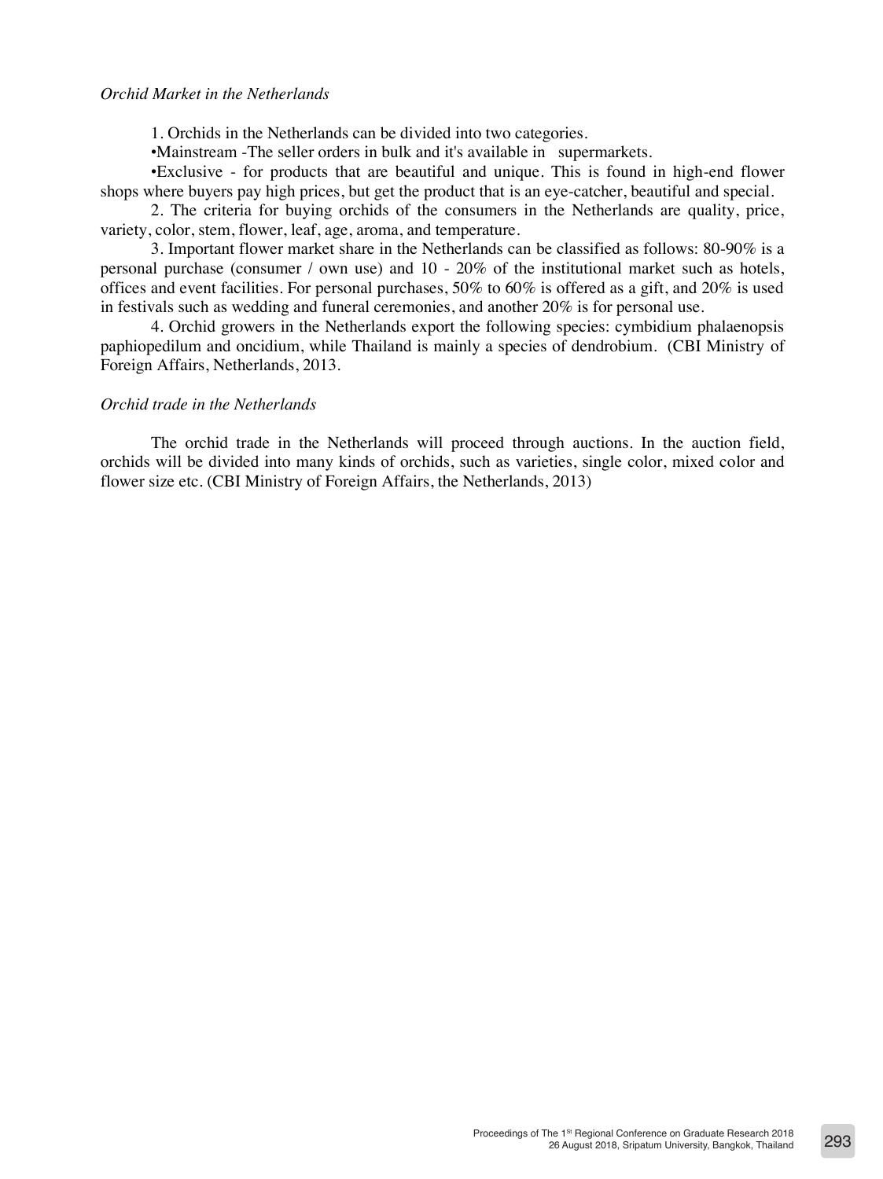*Orchid Market in the Netherlands*

1. Orchids in the Netherlands can be divided into two categories.

•Mainstream -The seller orders in bulk and it's available in supermarkets.

•Exclusive - for products that are beautiful and unique. This is found in high-end flower shops where buyers pay high prices, but get the product that is an eye-catcher, beautiful and special.

2. The criteria for buying orchids of the consumers in the Netherlands are quality, price, variety, color, stem, flower, leaf, age, aroma, and temperature.

3. Important flower market share in the Netherlands can be classified as follows: 80-90% is a personal purchase (consumer / own use) and 10 - 20% of the institutional market such as hotels, offices and event facilities. For personal purchases, 50% to 60% is offered as a gift, and 20% is used in festivals such as wedding and funeral ceremonies, and another 20% is for personal use.

4. Orchid growers in the Netherlands export the following species: cymbidium phalaenopsis paphiopedilum and oncidium, while Thailand is mainly a species of dendrobium. (CBI Ministry of Foreign Affairs, Netherlands, 2013.

*Orchid trade in the Netherlands*

The orchid trade in the Netherlands will proceed through auctions. In the auction field, orchids will be divided into many kinds of orchids, such as varieties, single color, mixed color and flower size etc. (CBI Ministry of Foreign Affairs, the Netherlands, 2013)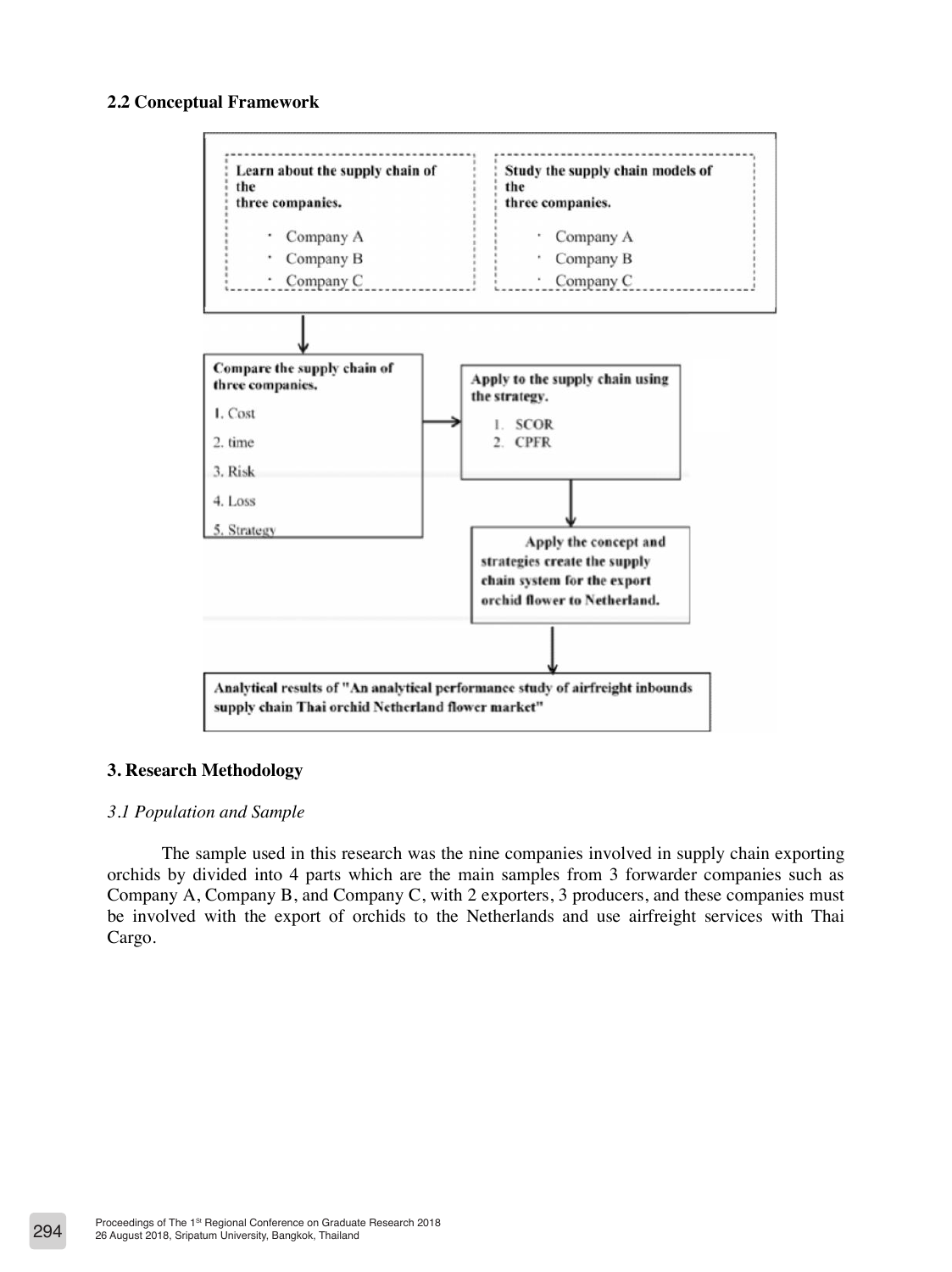### 2.2 Conceptual Framework

**Learn about the supply chain of the three companies.**

- Company A
- Company B
- Company C

**Study the supply chain models of the three companies.**

- Company A
- Company B
- Company C

↓

**Compare the supply chain of three companies.**

1. Cost
2. time
3. Risk
4. Loss
5. Strategy

→

**Apply to the supply chain using the strategy.**

1. SCOR
2. CPFR

↓

**Apply the concept and strategies create the supply chain system for the export orchid flower to Netherland.**

↓

**Analytical results of "An analytical performance study of airfreight inbounds supply chain Thai orchid Netherland flower market"**

## 3. Research Methodology

### *3.1 Population and Sample*

The sample used in this research was the nine companies involved in supply chain exporting orchids by divided into 4 parts which are the main samples from 3 forwarder companies such as Company A, Company B, and Company C, with 2 exporters, 3 producers, and these companies must be involved with the export of orchids to the Netherlands and use airfreight services with Thai Cargo.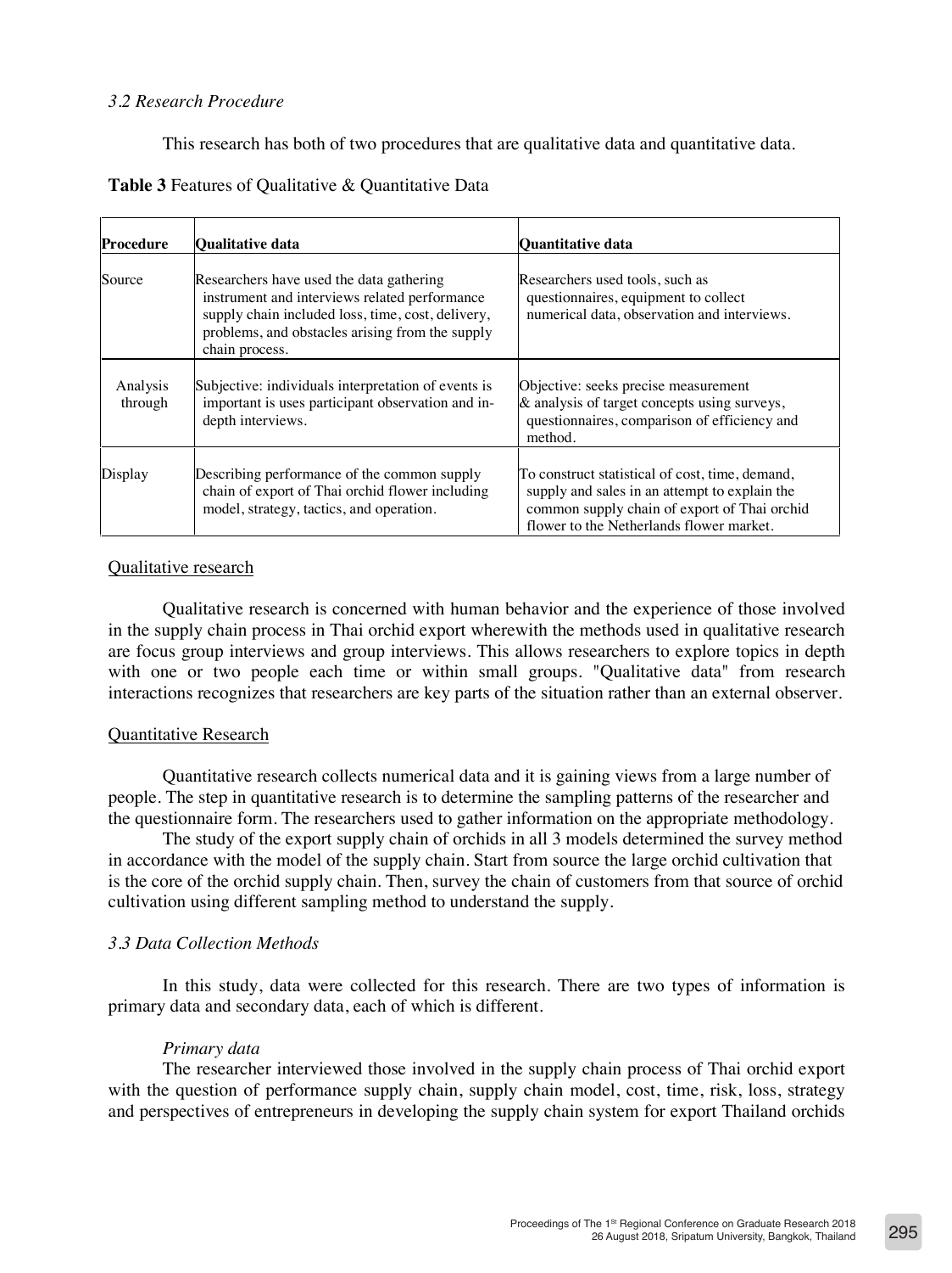*3.2 Research Procedure*

This research has both of two procedures that are qualitative data and quantitative data.

**Table 3** Features of Qualitative & Quantitative Data

| Procedure | Qualitative data | Quantitative data |
|---|---|---|
| Source | Researchers have used the data gathering instrument and interviews related performance supply chain included loss, time, cost, delivery, problems, and obstacles arising from the supply chain process. | Researchers used tools, such as questionnaires, equipment to collect numerical data, observation and interviews. |
| Analysis through | Subjective: individuals interpretation of events is important is uses participant observation and in-depth interviews. | Objective: seeks precise measurement & analysis of target concepts using surveys, questionnaires, comparison of efficiency and method. |
| Display | Describing performance of the common supply chain of export of Thai orchid flower including model, strategy, tactics, and operation. | To construct statistical of cost, time, demand, supply and sales in an attempt to explain the common supply chain of export of Thai orchid flower to the Netherlands flower market. |

Qualitative research

Qualitative research is concerned with human behavior and the experience of those involved in the supply chain process in Thai orchid export wherewith the methods used in qualitative research are focus group interviews and group interviews. This allows researchers to explore topics in depth with one or two people each time or within small groups. "Qualitative data" from research interactions recognizes that researchers are key parts of the situation rather than an external observer.

Quantitative Research

Quantitative research collects numerical data and it is gaining views from a large number of people. The step in quantitative research is to determine the sampling patterns of the researcher and the questionnaire form. The researchers used to gather information on the appropriate methodology.

The study of the export supply chain of orchids in all 3 models determined the survey method in accordance with the model of the supply chain. Start from source the large orchid cultivation that is the core of the orchid supply chain. Then, survey the chain of customers from that source of orchid cultivation using different sampling method to understand the supply.

*3.3 Data Collection Methods*

In this study, data were collected for this research. There are two types of information is primary data and secondary data, each of which is different.

*Primary data*

The researcher interviewed those involved in the supply chain process of Thai orchid export with the question of performance supply chain, supply chain model, cost, time, risk, loss, strategy and perspectives of entrepreneurs in developing the supply chain system for export Thailand orchids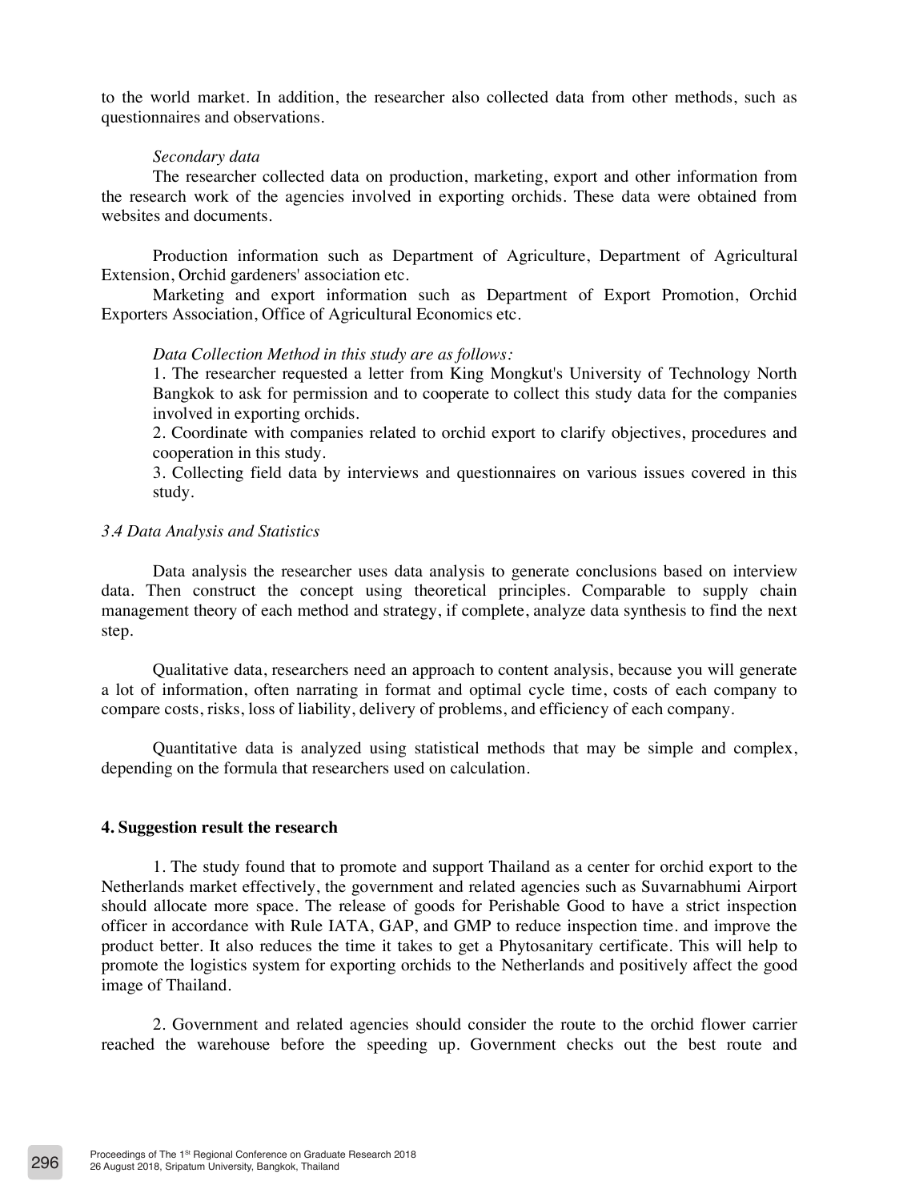to the world market. In addition, the researcher also collected data from other methods, such as questionnaires and observations.

*Secondary data*

The researcher collected data on production, marketing, export and other information from the research work of the agencies involved in exporting orchids. These data were obtained from websites and documents.

Production information such as Department of Agriculture, Department of Agricultural Extension, Orchid gardeners' association etc.

Marketing and export information such as Department of Export Promotion, Orchid Exporters Association, Office of Agricultural Economics etc.

*Data Collection Method in this study are as follows:*

1. The researcher requested a letter from King Mongkut's University of Technology North Bangkok to ask for permission and to cooperate to collect this study data for the companies involved in exporting orchids.
2. Coordinate with companies related to orchid export to clarify objectives, procedures and cooperation in this study.
3. Collecting field data by interviews and questionnaires on various issues covered in this study.

*3.4 Data Analysis and Statistics*

Data analysis the researcher uses data analysis to generate conclusions based on interview data. Then construct the concept using theoretical principles. Comparable to supply chain management theory of each method and strategy, if complete, analyze data synthesis to find the next step.

Qualitative data, researchers need an approach to content analysis, because you will generate a lot of information, often narrating in format and optimal cycle time, costs of each company to compare costs, risks, loss of liability, delivery of problems, and efficiency of each company.

Quantitative data is analyzed using statistical methods that may be simple and complex, depending on the formula that researchers used on calculation.

## 4. Suggestion result the research

1. The study found that to promote and support Thailand as a center for orchid export to the Netherlands market effectively, the government and related agencies such as Suvarnabhumi Airport should allocate more space. The release of goods for Perishable Good to have a strict inspection officer in accordance with Rule IATA, GAP, and GMP to reduce inspection time. and improve the product better. It also reduces the time it takes to get a Phytosanitary certificate. This will help to promote the logistics system for exporting orchids to the Netherlands and positively affect the good image of Thailand.

2. Government and related agencies should consider the route to the orchid flower carrier reached the warehouse before the speeding up. Government checks out the best route and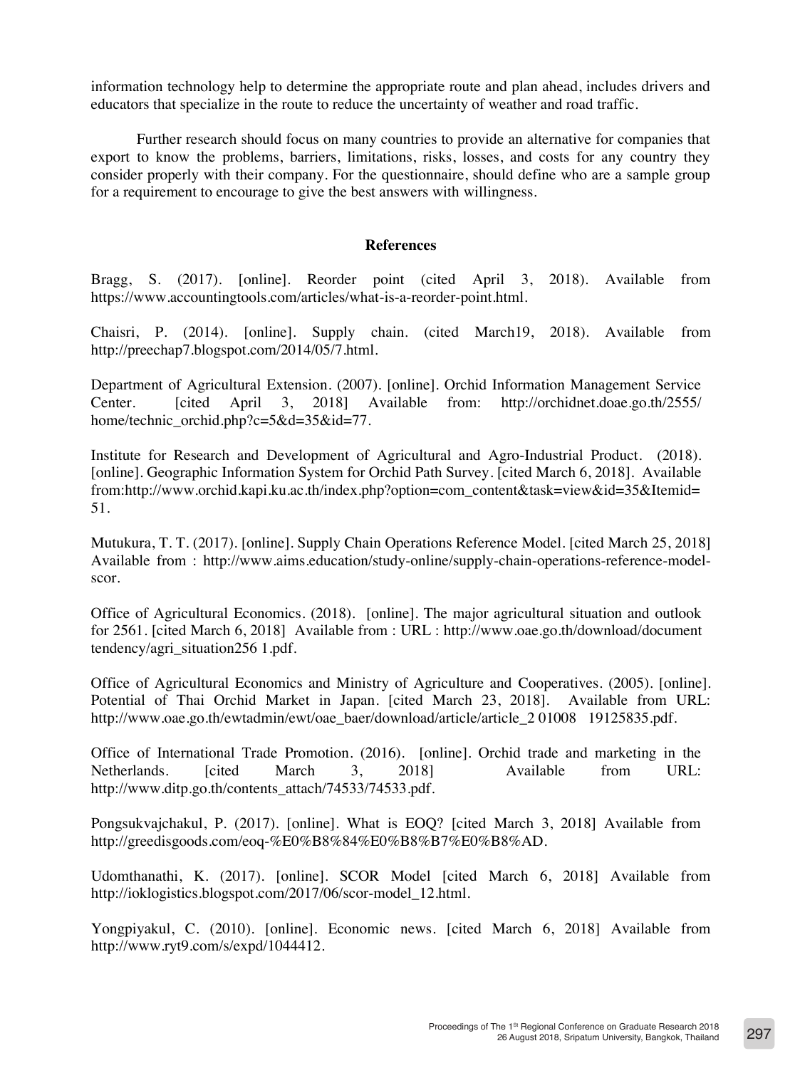information technology help to determine the appropriate route and plan ahead, includes drivers and educators that specialize in the route to reduce the uncertainty of weather and road traffic.

Further research should focus on many countries to provide an alternative for companies that export to know the problems, barriers, limitations, risks, losses, and costs for any country they consider properly with their company. For the questionnaire, should define who are a sample group for a requirement to encourage to give the best answers with willingness.

## References

Bragg, S. (2017). [online]. Reorder point (cited April 3, 2018). Available from https://www.accountingtools.com/articles/what-is-a-reorder-point.html.

Chaisri, P. (2014). [online]. Supply chain. (cited March19, 2018). Available from http://preechap7.blogspot.com/2014/05/7.html.

Department of Agricultural Extension. (2007). [online]. Orchid Information Management Service Center. [cited April 3, 2018] Available from: http://orchidnet.doae.go.th/2555/home/technic_orchid.php?c=5&d=35&id=77.

Institute for Research and Development of Agricultural and Agro-Industrial Product. (2018). [online]. Geographic Information System for Orchid Path Survey. [cited March 6, 2018]. Available from:http://www.orchid.kapi.ku.ac.th/index.php?option=com_content&task=view&id=35&Itemid=51.

Mutukura, T. T. (2017). [online]. Supply Chain Operations Reference Model. [cited March 25, 2018] Available from : http://www.aims.education/study-online/supply-chain-operations-reference-model-scor.

Office of Agricultural Economics. (2018). [online]. The major agricultural situation and outlook for 2561. [cited March 6, 2018] Available from : URL : http://www.oae.go.th/download/document tendency/agri_situation256 1.pdf.

Office of Agricultural Economics and Ministry of Agriculture and Cooperatives. (2005). [online]. Potential of Thai Orchid Market in Japan. [cited March 23, 2018]. Available from URL: http://www.oae.go.th/ewtadmin/ewt/oae_baer/download/article/article_2 01008 19125835.pdf.

Office of International Trade Promotion. (2016). [online]. Orchid trade and marketing in the Netherlands. [cited March 3, 2018] Available from URL: http://www.ditp.go.th/contents_attach/74533/74533.pdf.

Pongsukvajchakul, P. (2017). [online]. What is EOQ? [cited March 3, 2018] Available from http://greedisgoods.com/eoq-%E0%B8%84%E0%B8%B7%E0%B8%AD.

Udomthanathi, K. (2017). [online]. SCOR Model [cited March 6, 2018] Available from http://ioklogistics.blogspot.com/2017/06/scor-model_12.html.

Yongpiyakul, C. (2010). [online]. Economic news. [cited March 6, 2018] Available from http://www.ryt9.com/s/expd/1044412.